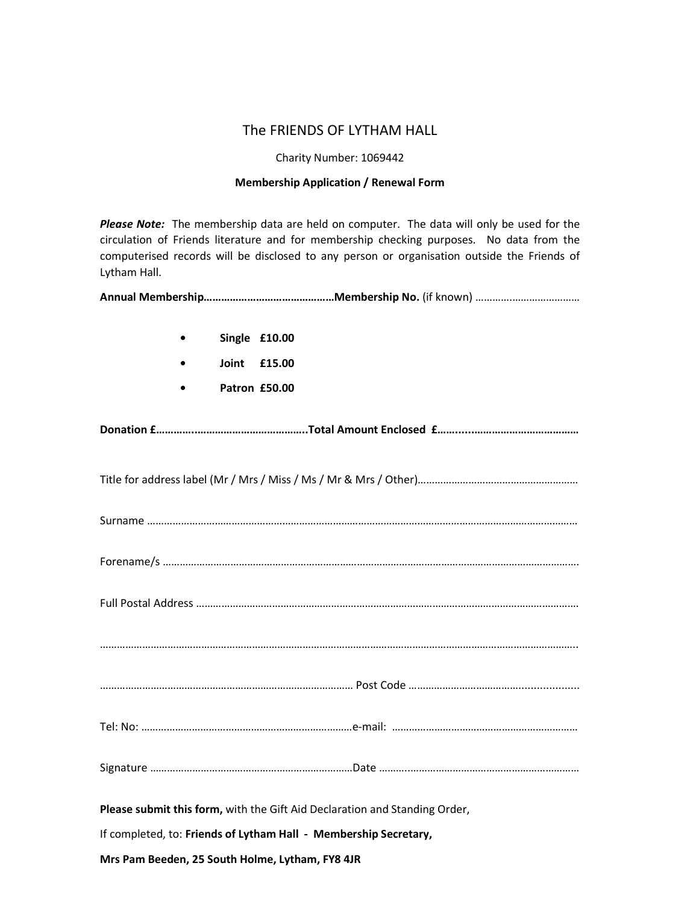# The FRIENDS OF LYTHAM HALL

Charity Number: 1069442

**Membership Application / Renewal Form**

***Please Note:*** The membership data are held on computer. The data will only be used for the circulation of Friends literature and for membership checking purposes. No data from the computerised records will be disclosed to any person or organisation outside the Friends of Lytham Hall.

**Annual Membership……………………………………Membership No.** (if known) ……………………………….

- **Single £10.00**
- **Joint £15.00**
- **Patron £50.00**

**Donation £…………………………………………..Total Amount Enclosed £…………………………………………**

Title for address label (Mr / Mrs / Miss / Ms / Mr & Mrs / Other)…………………………………………………

Surname ……………………………………………………………………………………………………………………………………

Forename/s …………………………………………………………………………………………………………………………………

Full Postal Address …………………………………………………………………………………………………………………………

……………………………………………………………………………………………………………………………………………………..

……………………………………………………………………………… Post Code ……………………………………………..

Tel: No: …………………………………………………………………e-mail: …………………………………………………………

Signature ………………………………………………………………Date ……………………………………………………………

**Please submit this form,** with the Gift Aid Declaration and Standing Order,

If completed, to: **Friends of Lytham Hall - Membership Secretary,**

**Mrs Pam Beeden, 25 South Holme, Lytham, FY8 4JR**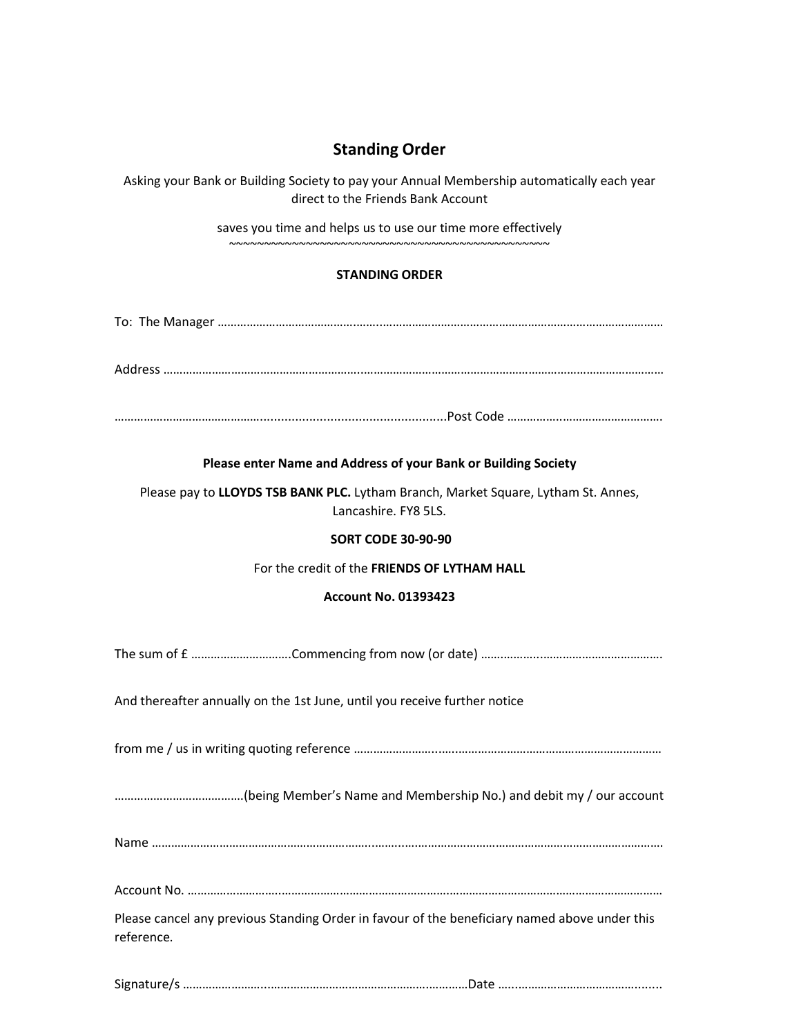# Standing Order

Asking your Bank or Building Society to pay your Annual Membership automatically each year direct to the Friends Bank Account

saves you time and helps us to use our time more effectively

~~~~~~~~~~~~~~~~~~~~~~~~~~~~~~~~~~~~~~~~~~~~~~~~~~

**STANDING ORDER**

To: The Manager …………………………………………………………………………………………………………………………

Address ………………………………………………………………………………………………………………………………

……………………………………………………………………………Post Code ………………………………………….

**Please enter Name and Address of your Bank or Building Society**

Please pay to **LLOYDS TSB BANK PLC.** Lytham Branch, Market Square, Lytham St. Annes, Lancashire. FY8 5LS.

**SORT CODE 30-90-90**

For the credit of the **FRIENDS OF LYTHAM HALL**

**Account No. 01393423**

The sum of £ ………………………….Commencing from now (or date) …………………………………………….

And thereafter annually on the 1st June, until you receive further notice

from me / us in writing quoting reference …………………………………………………………………………………

…………………………………(being Member's Name and Membership No.) and debit my / our account

Name ……………………………………………………………………………………………………………………………………

Account No. ……………………………………………………………………………………………………………………………

Please cancel any previous Standing Order in favour of the beneficiary named above under this reference.

Signature/s ……………………………………………………………………Date ……………………………………….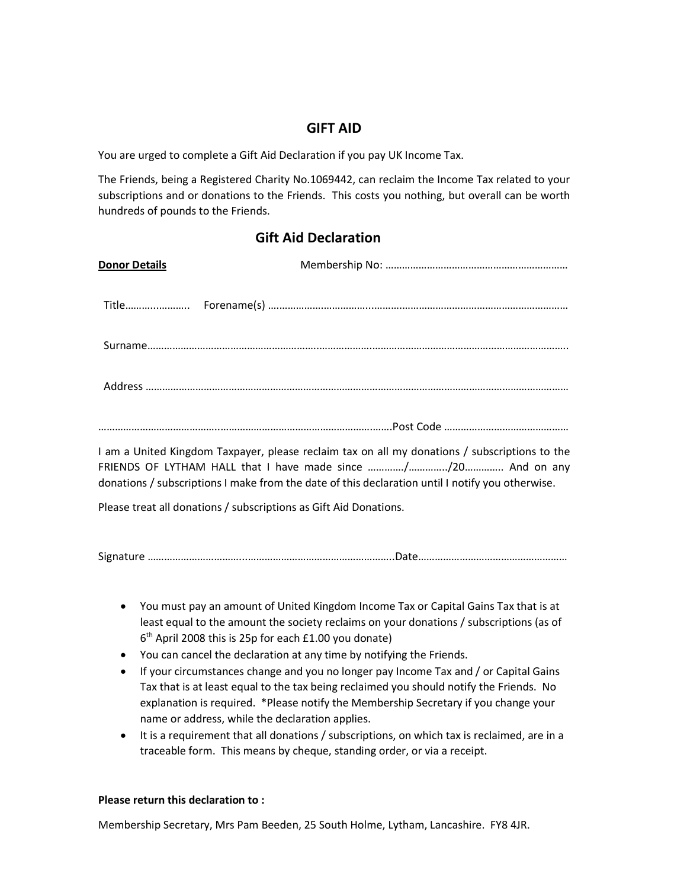# GIFT AID

You are urged to complete a Gift Aid Declaration if you pay UK Income Tax.

The Friends, being a Registered Charity No.1069442, can reclaim the Income Tax related to your subscriptions and or donations to the Friends. This costs you nothing, but overall can be worth hundreds of pounds to the Friends.

## Gift Aid Declaration

**Donor Details** Membership No: ……………………………………………………….

Title…………………. Forename(s) ……………………………………………………………………………………

Surname……………………………………………………………………………………………………………………….

Address ………………………………………………………………………………………………………………………

……………………………………………………………………………………………Post Code ……………………………………

I am a United Kingdom Taxpayer, please reclaim tax on all my donations / subscriptions to the FRIENDS OF LYTHAM HALL that I have made since …………/…………../20………….. And on any donations / subscriptions I make from the date of this declaration until I notify you otherwise.

Please treat all donations / subscriptions as Gift Aid Donations.

Signature ……………………………………………………………………………..Date………………………………………………

- You must pay an amount of United Kingdom Income Tax or Capital Gains Tax that is at least equal to the amount the society reclaims on your donations / subscriptions (as of 6th April 2008 this is 25p for each £1.00 you donate)
- You can cancel the declaration at any time by notifying the Friends.
- If your circumstances change and you no longer pay Income Tax and / or Capital Gains Tax that is at least equal to the tax being reclaimed you should notify the Friends. No explanation is required. *Please notify the Membership Secretary if you change your name or address, while the declaration applies.
- It is a requirement that all donations / subscriptions, on which tax is reclaimed, are in a traceable form. This means by cheque, standing order, or via a receipt.

**Please return this declaration to :**

Membership Secretary, Mrs Pam Beeden, 25 South Holme, Lytham, Lancashire. FY8 4JR.